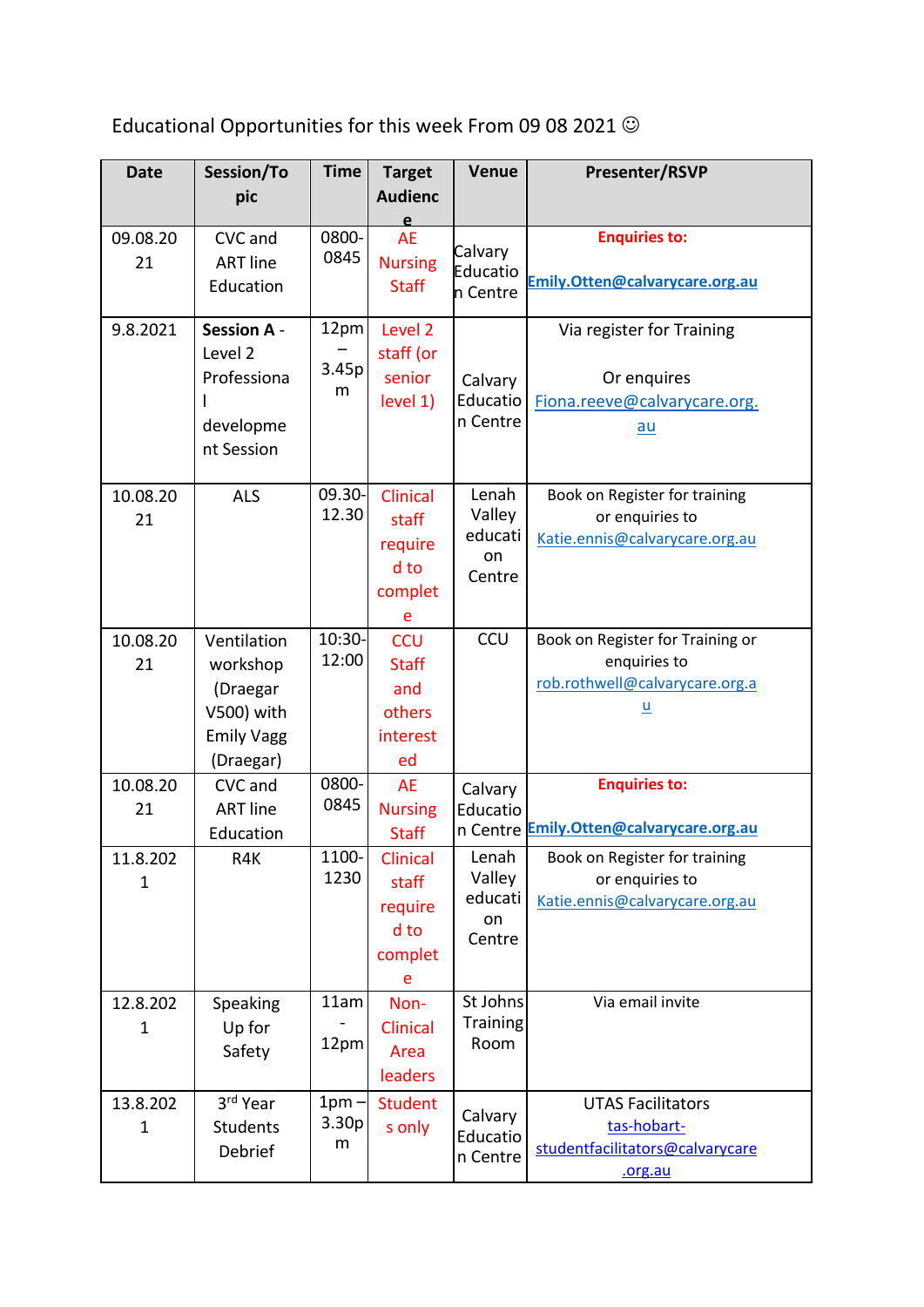Educational Opportunities for this week From 09 08 2021 ☺

| Date | Session/Topic | Time | Target Audience | Venue | Presenter/RSVP |
|---|---|---|---|---|---|
| 09.08.2021 | CVC and ART line Education | 0800-0845 | AE Nursing Staff | Calvary Education Centre | **Enquiries to:** **Emily.Otten@calvarycare.org.au** |
| 9.8.2021 | **Session A** - Level 2 Professional development Session | 12pm – 3.45pm | Level 2 staff (or senior level 1) | Calvary Education Centre | Via register for Training<br><br>Or enquires Fiona.reeve@calvarycare.org.au |
| 10.08.2021 | ALS | 09.30-12.30 | Clinical staff required to complete | Lenah Valley education Centre | Book on Register for training or enquiries to Katie.ennis@calvarycare.org.au |
| 10.08.2021 | Ventilation workshop (Draegar V500) with Emily Vagg (Draegar) | 10:30-12:00 | CCU Staff and others interested | CCU | Book on Register for Training or enquiries to rob.rothwell@calvarycare.org.au |
| 10.08.2021 | CVC and ART line Education | 0800-0845 | AE Nursing Staff | Calvary Education Centre | **Enquiries to:** **Emily.Otten@calvarycare.org.au** |
| 11.8.2021 | R4K | 1100-1230 | Clinical staff required to complete | Lenah Valley education Centre | Book on Register for training or enquiries to Katie.ennis@calvarycare.org.au |
| 12.8.2021 | Speaking Up for Safety | 11am - 12pm | Non-Clinical Area leaders | St Johns Training Room | Via email invite |
| 13.8.2021 | 3rd Year Students Debrief | 1pm – 3.30pm | Students only | Calvary Education Centre | UTAS Facilitators tas-hobart-studentfacilitators@calvarycare.org.au |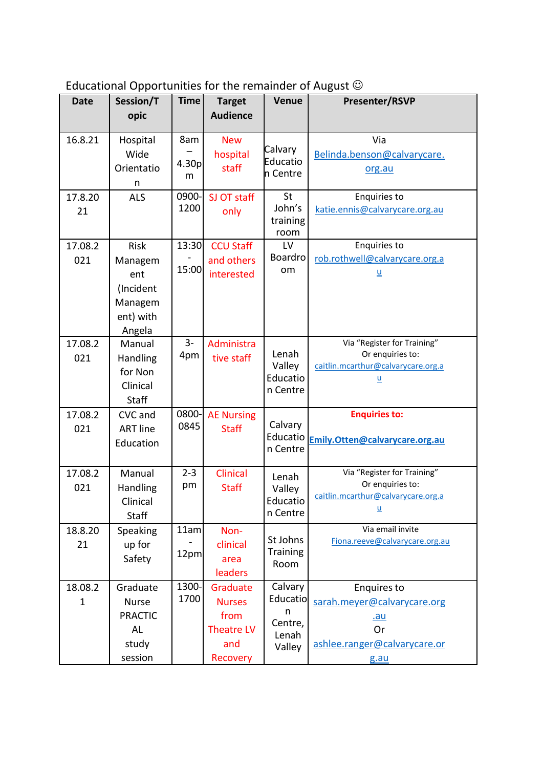Educational Opportunities for the remainder of August ☺

| Date | Session/Topic | Time | Target Audience | Venue | Presenter/RSVP |
|---|---|---|---|---|---|
| 16.8.21 | Hospital Wide Orientation | 8am – 4.30pm | New hospital staff | Calvary Education Centre | Via Belinda.benson@calvarycare.org.au |
| 17.8.2021 | ALS | 0900-1200 | SJ OT staff only | St John's training room | Enquiries to katie.ennis@calvarycare.org.au |
| 17.08.2021 | Risk Management (Incident Management) with Angela | 13:30 - 15:00 | CCU Staff and others interested | LV Boardroom | Enquiries to rob.rothwell@calvarycare.org.au |
| 17.08.2021 | Manual Handling for Non Clinical Staff | 3-4pm | Administrative staff | Lenah Valley Education Centre | Via "Register for Training" Or enquiries to: caitlin.mcarthur@calvarycare.org.au |
| 17.08.2021 | CVC and ART line Education | 0800-0845 | AE Nursing Staff | Calvary Education Centre | **Enquiries to:** **Emily.Otten@calvarycare.org.au** |
| 17.08.2021 | Manual Handling Clinical Staff | 2-3 pm | Clinical Staff | Lenah Valley Education Centre | Via "Register for Training" Or enquiries to: caitlin.mcarthur@calvarycare.org.au |
| 18.8.2021 | Speaking up for Safety | 11am - 12pm | Non-clinical area leaders | St Johns Training Room | Via email invite Fiona.reeve@calvarycare.org.au |
| 18.08.21 | Graduate Nurse PRACTICAL study session | 1300-1700 | Graduate Nurses from Theatre LV and Recovery | Calvary Education Centre, Lenah Valley | Enquires to sarah.meyer@calvarycare.org.au Or ashlee.ranger@calvarycare.org.au |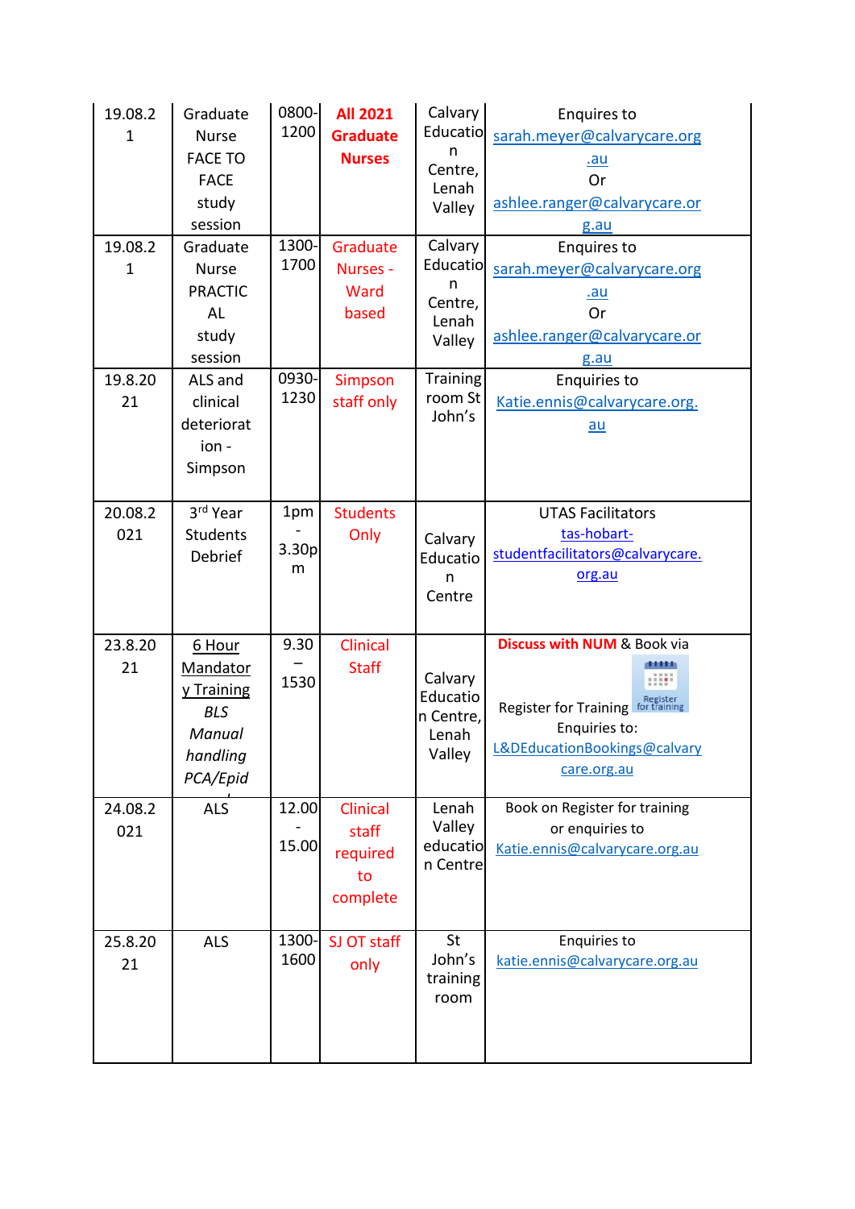| | | | | | |
|---|---|---|---|---|---|
| 19.08.21 | Graduate Nurse FACE TO FACE study session | 0800-1200 | **All 2021 Graduate Nurses** | Calvary Education Centre, Lenah Valley | Enquires to sarah.meyer@calvarycare.org.au Or ashlee.ranger@calvarycare.org.au |
| 19.08.21 | Graduate Nurse PRACTICAL study session | 1300-1700 | Graduate Nurses - Ward based | Calvary Education Centre, Lenah Valley | Enquires to sarah.meyer@calvarycare.org.au Or ashlee.ranger@calvarycare.org.au |
| 19.8.2021 | ALS and clinical deterioration - Simpson | 0930-1230 | Simpson staff only | Training room St John's | Enquiries to Katie.ennis@calvarycare.org.au |
| 20.08.2021 | 3rd Year Students Debrief | 1pm - 3.30pm | Students Only | Calvary Education Centre | UTAS Facilitators tas-hobart-studentfacilitators@calvarycare.org.au |
| 23.8.2021 | 6 Hour Mandatory Training *BLS* *Manual handling* *PCA/Epid* | 9.30 – 1530 | Clinical Staff | Calvary Education Centre, Lenah Valley | **Discuss with NUM** & Book via Register for Training Enquiries to: L&DEducationBookings@calvarycare.org.au |
| 24.08.2021 | ALS | 12.00 - 15.00 | Clinical staff required to complete | Lenah Valley education Centre | Book on Register for training or enquiries to Katie.ennis@calvarycare.org.au |
| 25.8.2021 | ALS | 1300-1600 | SJ OT staff only | St John's training room | Enquiries to katie.ennis@calvarycare.org.au |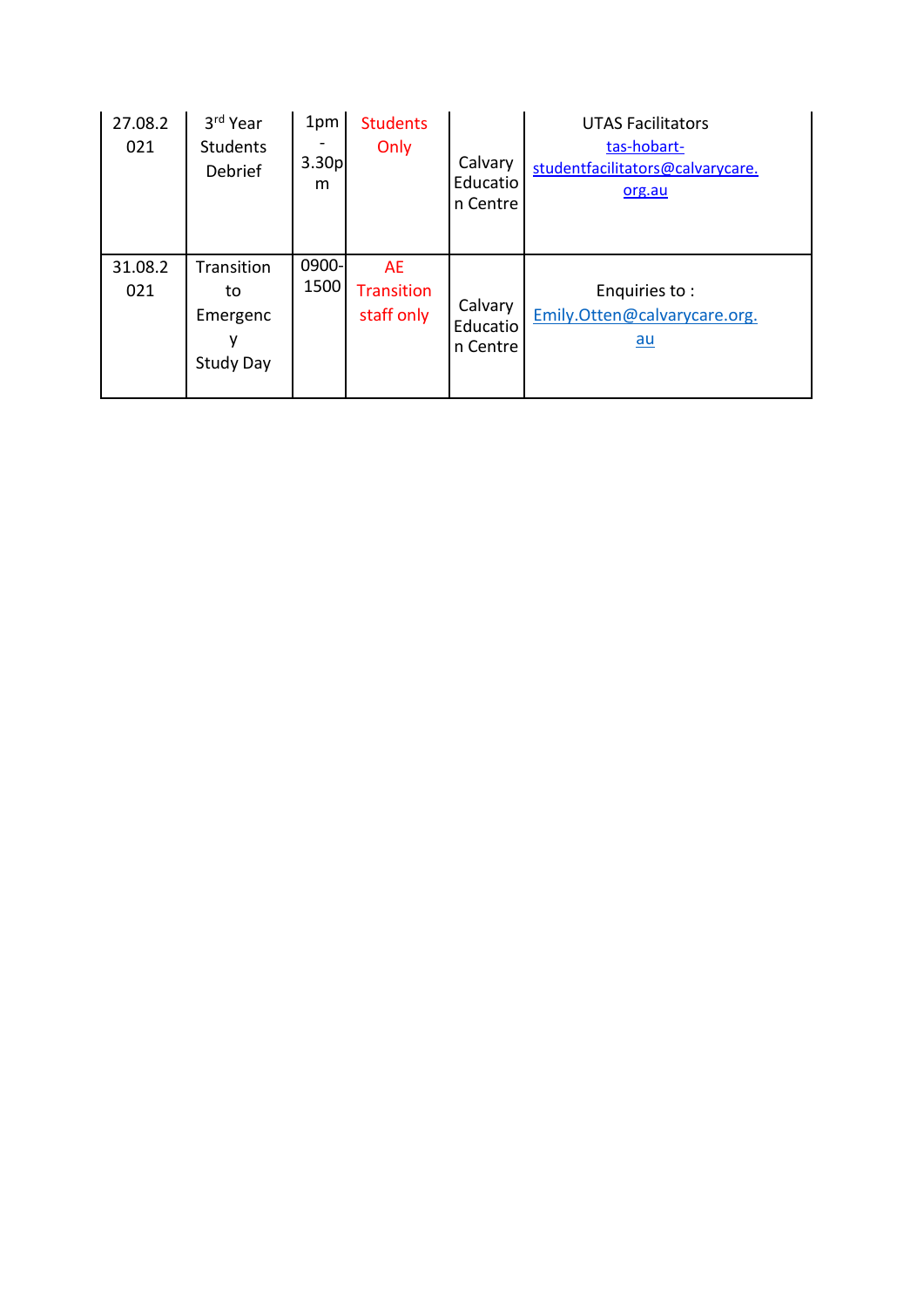| | | | | | |
|---|---|---|---|---|---|
| 27.08.2021 | 3rd Year Students Debrief | 1pm - 3.30pm | Students Only | Calvary Education Centre | UTAS Facilitators tas-hobart-studentfacilitators@calvarycare.org.au |
| 31.08.2021 | Transition to Emergency Study Day | 0900-1500 | AE Transition staff only | Calvary Education Centre | Enquiries to : Emily.Otten@calvarycare.org.au |